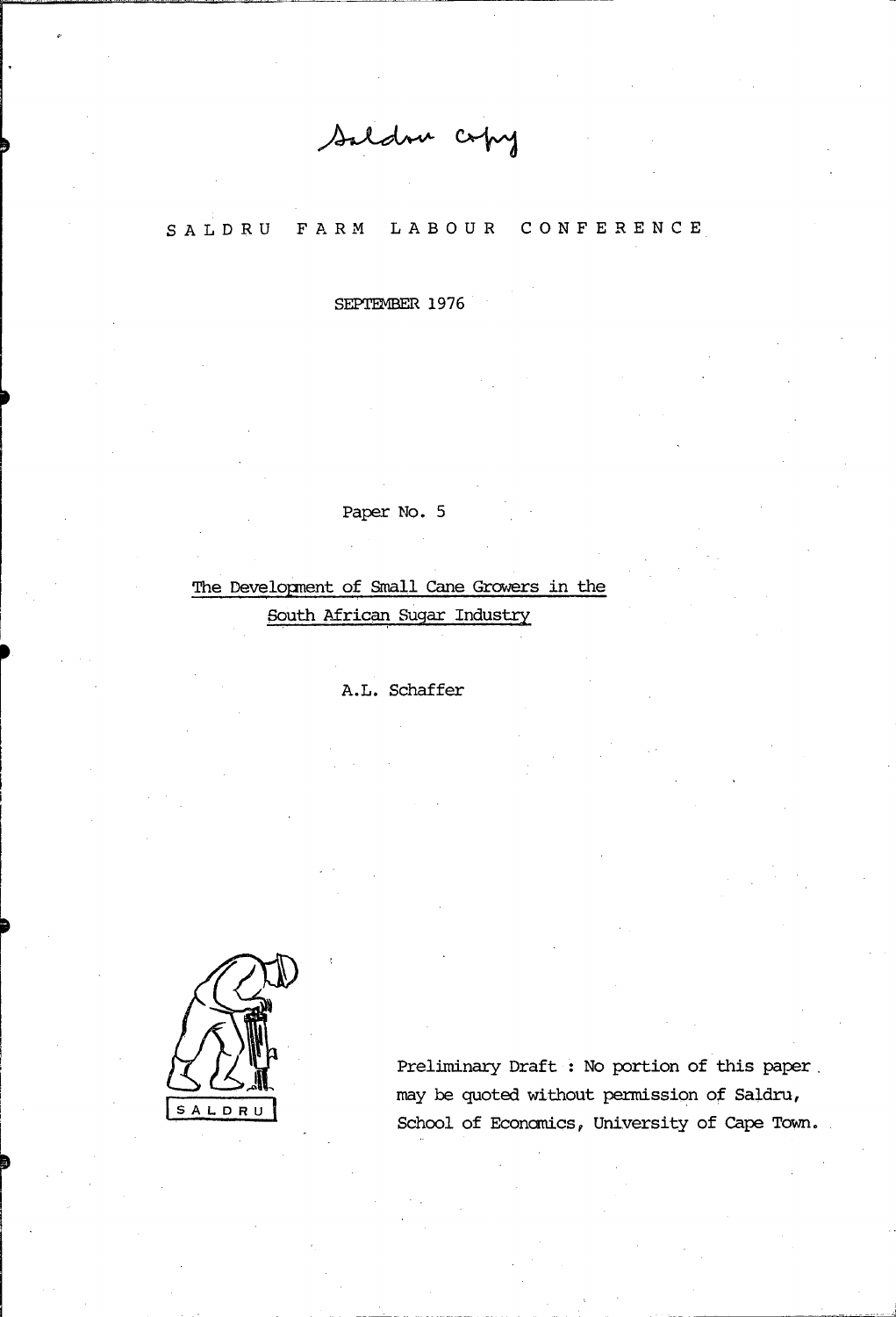Saldru copy

SALDRU FARM LABOUR CONFERENCE

SEPTEMBER 1976

Paper No. 5

# The Development of Small Cane Growers in the South African Sugar Industry

A.L. Schaffer

SALDRU

Preliminary Draft : No portion of this paper may be quoted without permission of Saldru, School of Economics, University of Cape Town.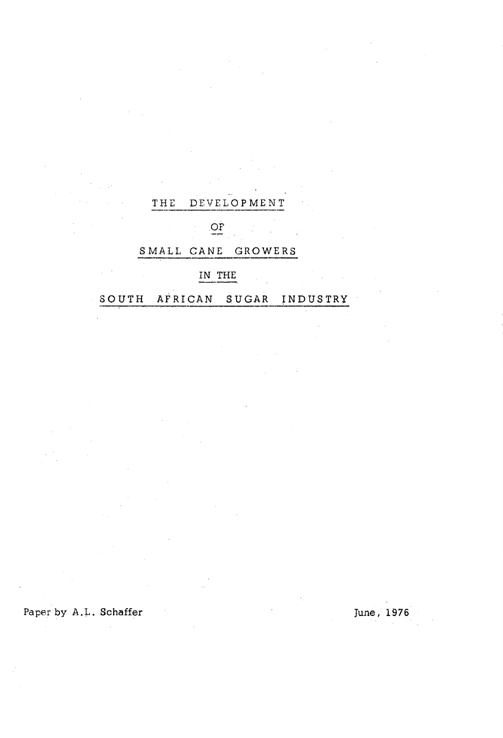# THE DEVELOPMENT

# OF

# SMALL CANE GROWERS

# IN THE

# SOUTH AFRICAN SUGAR INDUSTRY

Paper by A.L. Schaffer

June, 1976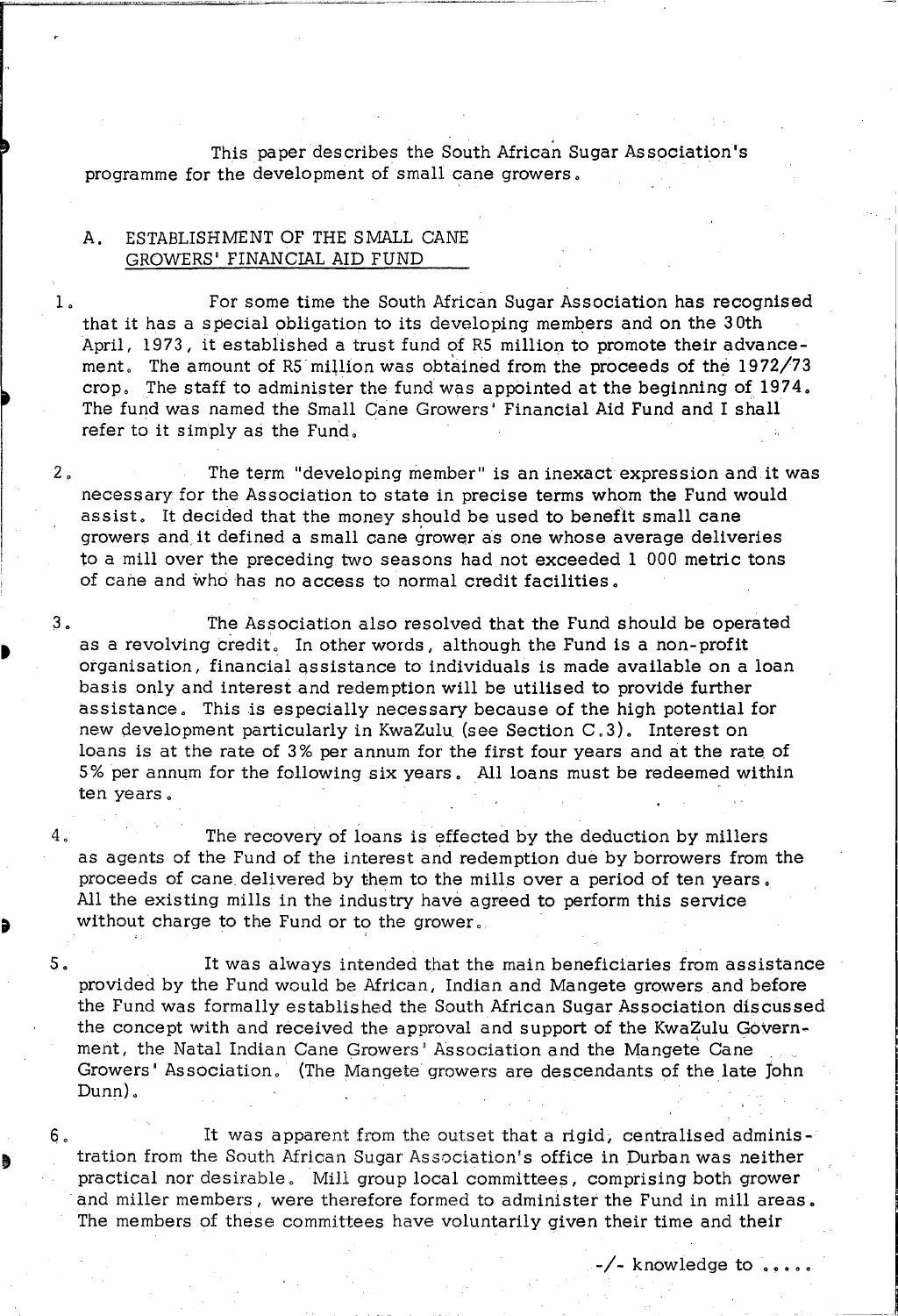This paper describes the South African Sugar Association's programme for the development of small cane growers.

## A. ESTABLISHMENT OF THE SMALL CANE GROWERS' FINANCIAL AID FUND

1. For some time the South African Sugar Association has recognised that it has a special obligation to its developing members and on the 30th April, 1973, it established a trust fund of R5 million to promote their advancement. The amount of R5 million was obtained from the proceeds of the 1972/73 crop. The staff to administer the fund was appointed at the beginning of 1974. The fund was named the Small Cane Growers' Financial Aid Fund and I shall refer to it simply as the Fund.

2. The term "developing member" is an inexact expression and it was necessary for the Association to state in precise terms whom the Fund would assist. It decided that the money should be used to benefit small cane growers and it defined a small cane grower as one whose average deliveries to a mill over the preceding two seasons had not exceeded 1 000 metric tons of cane and who has no access to normal credit facilities.

3. The Association also resolved that the Fund should be operated as a revolving credit. In other words, although the Fund is a non-profit organisation, financial assistance to individuals is made available on a loan basis only and interest and redemption will be utilised to provide further assistance. This is especially necessary because of the high potential for new development particularly in KwaZulu (see Section C.3). Interest on loans is at the rate of 3% per annum for the first four years and at the rate of 5% per annum for the following six years. All loans must be redeemed within ten years.

4. The recovery of loans is effected by the deduction by millers as agents of the Fund of the interest and redemption due by borrowers from the proceeds of cane delivered by them to the mills over a period of ten years. All the existing mills in the industry have agreed to perform this service without charge to the Fund or to the grower.

5. It was always intended that the main beneficiaries from assistance provided by the Fund would be African, Indian and Mangete growers and before the Fund was formally established the South African Sugar Association discussed the concept with and received the approval and support of the KwaZulu Government, the Natal Indian Cane Growers' Association and the Mangete Cane Growers' Association. (The Mangete growers are descendants of the late John Dunn).

6. It was apparent from the outset that a rigid, centralised administration from the South African Sugar Association's office in Durban was neither practical nor desirable. Mill group local committees, comprising both grower and miller members, were therefore formed to administer the Fund in mill areas. The members of these committees have voluntarily given their time and their

-/- knowledge to .....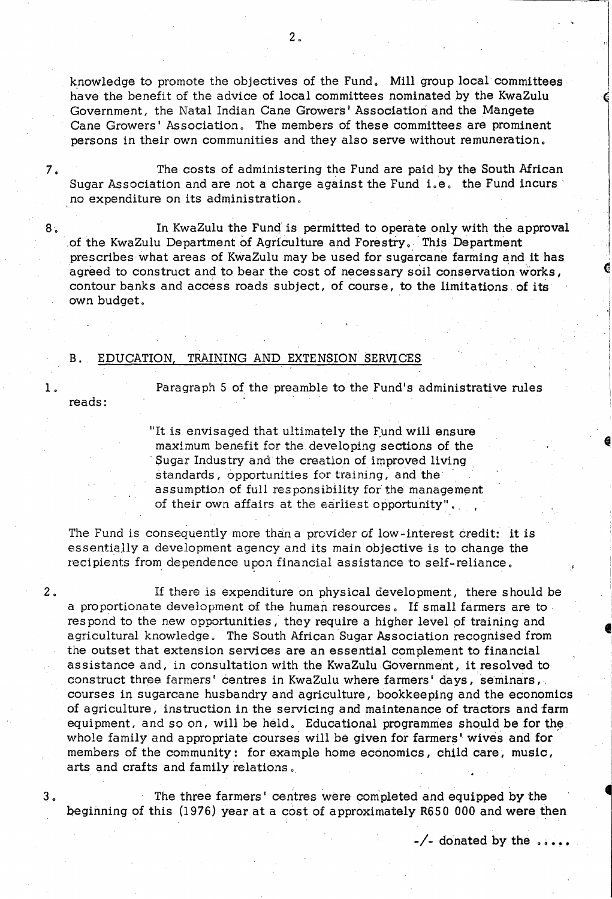knowledge to promote the objectives of the Fund. Mill group local committees have the benefit of the advice of local committees nominated by the KwaZulu Government, the Natal Indian Cane Growers' Association and the Mangete Cane Growers' Association. The members of these committees are prominent persons in their own communities and they also serve without remuneration.

7. The costs of administering the Fund are paid by the South African Sugar Association and are not a charge against the Fund i.e. the Fund incurs no expenditure on its administration.

8. In KwaZulu the Fund is permitted to operate only with the approval of the KwaZulu Department of Agriculture and Forestry. This Department prescribes what areas of KwaZulu may be used for sugarcane farming and it has agreed to construct and to bear the cost of necessary soil conservation works, contour banks and access roads subject, of course, to the limitations of its own budget.

## B. EDUCATION, TRAINING AND EXTENSION SERVICES

1. Paragraph 5 of the preamble to the Fund's administrative rules reads:

> "It is envisaged that ultimately the Fund will ensure maximum benefit for the developing sections of the Sugar Industry and the creation of improved living standards, opportunities for training, and the assumption of full responsibility for the management of their own affairs at the earliest opportunity".

The Fund is consequently more than a provider of low-interest credit: it is essentially a development agency and its main objective is to change the recipients from dependence upon financial assistance to self-reliance.

2. If there is expenditure on physical development, there should be a proportionate development of the human resources. If small farmers are to respond to the new opportunities, they require a higher level of training and agricultural knowledge. The South African Sugar Association recognised from the outset that extension services are an essential complement to financial assistance and, in consultation with the KwaZulu Government, it resolved to construct three farmers' centres in KwaZulu where farmers' days, seminars, courses in sugarcane husbandry and agriculture, bookkeeping and the economics of agriculture, instruction in the servicing and maintenance of tractors and farm equipment, and so on, will be held. Educational programmes should be for the whole family and appropriate courses will be given for farmers' wives and for members of the community: for example home economics, child care, music, arts and crafts and family relations.

3. The three farmers' centres were completed and equipped by the beginning of this (1976) year at a cost of approximately R650 000 and were then

-/- donated by the .....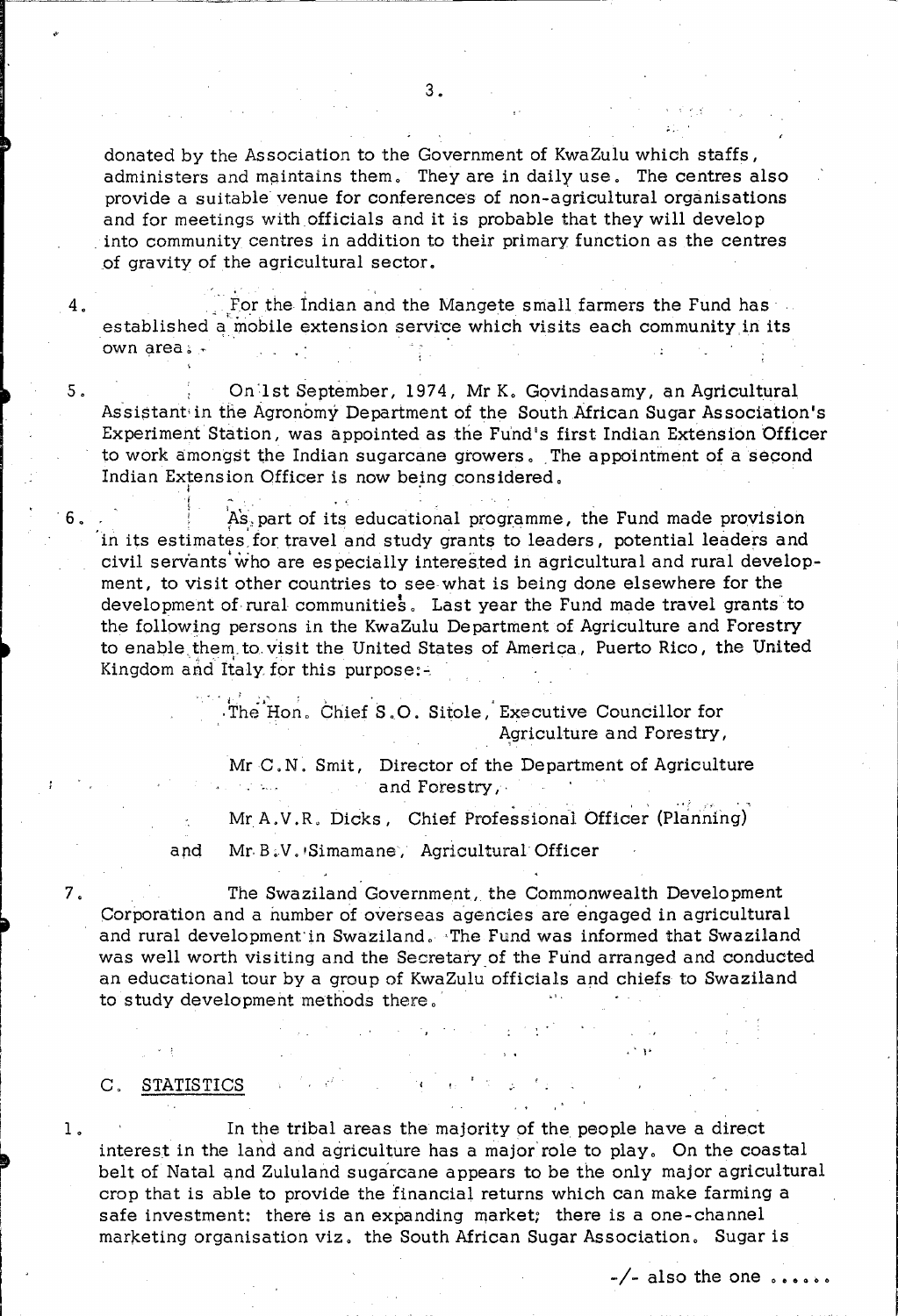donated by the Association to the Government of KwaZulu which staffs, administers and maintains them. They are in daily use. The centres also provide a suitable venue for conferences of non-agricultural organisations and for meetings with officials and it is probable that they will develop into community centres in addition to their primary function as the centres of gravity of the agricultural sector.

4. For the Indian and the Mangete small farmers the Fund has established a mobile extension service which visits each community in its own area.

5. On 1st September, 1974, Mr K. Govindasamy, an Agricultural Assistant in the Agronomy Department of the South African Sugar Association's Experiment Station, was appointed as the Fund's first Indian Extension Officer to work amongst the Indian sugarcane growers. The appointment of a second Indian Extension Officer is now being considered.

6. As part of its educational programme, the Fund made provision in its estimates for travel and study grants to leaders, potential leaders and civil servants who are especially interested in agricultural and rural development, to visit other countries to see what is being done elsewhere for the development of rural communities. Last year the Fund made travel grants to the following persons in the KwaZulu Department of Agriculture and Forestry to enable them to visit the United States of America, Puerto Rico, the United Kingdom and Italy for this purpose:-

The Hon. Chief S.O. Sitole, Executive Councillor for Agriculture and Forestry,

Mr C.N. Smit, Director of the Department of Agriculture and Forestry,

Mr A.V.R. Dicks, Chief Professional Officer (Planning)

and Mr B.V. Simamane, Agricultural Officer

7. The Swaziland Government, the Commonwealth Development Corporation and a number of overseas agencies are engaged in agricultural and rural development in Swaziland. The Fund was informed that Swaziland was well worth visiting and the Secretary of the Fund arranged and conducted an educational tour by a group of KwaZulu officials and chiefs to Swaziland to study development methods there.

## C. STATISTICS

1. In the tribal areas the majority of the people have a direct interest in the land and agriculture has a major role to play. On the coastal belt of Natal and Zululand sugarcane appears to be the only major agricultural crop that is able to provide the financial returns which can make farming a safe investment: there is an expanding market; there is a one-channel marketing organisation viz. the South African Sugar Association. Sugar is

-/- also the one ......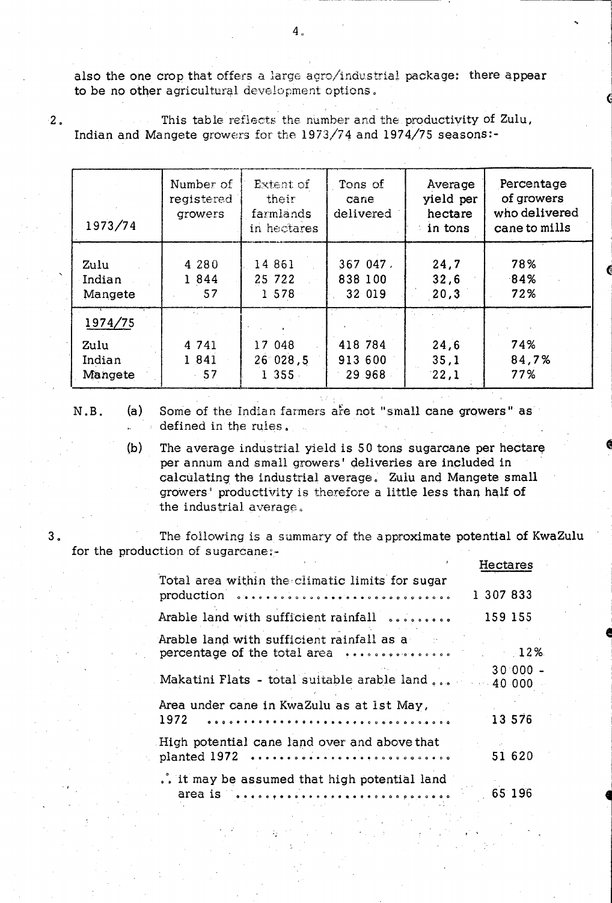also the one crop that offers a large agro/industrial package: there appear to be no other agricultural development options.

2. This table reflects the number and the productivity of Zulu, Indian and Mangete growers for the 1973/74 and 1974/75 seasons:-

| 1973/74 | Number of registered growers | Extent of their farmlands in hectares | Tons of cane delivered | Average yield per hectare in tons | Percentage of growers who delivered cane to mills |
|---|---|---|---|---|---|
| Zulu | 4 280 | 14 861 | 367 047 | 24,7 | 78% |
| Indian | 1 844 | 25 722 | 838 100 | 32,6 | 84% |
| Mangete | 57 | 1 578 | 32 019 | 20,3 | 72% |
| 1974/75 | | | | | |
| Zulu | 4 741 | 17 048 | 418 784 | 24,6 | 74% |
| Indian | 1 841 | 26 028,5 | 913 600 | 35,1 | 84,7% |
| Mangete | 57 | 1 355 | 29 968 | 22,1 | 77% |

N.B.

(a) Some of the Indian farmers are not "small cane growers" as defined in the rules.

(b) The average industrial yield is 50 tons sugarcane per hectare per annum and small growers' deliveries are included in calculating the industrial average. Zulu and Mangete small growers' productivity is therefore a little less than half of the industrial average.

3. The following is a summary of the approximate potential of KwaZulu for the production of sugarcane:-

| | Hectares |
|---|---|
| Total area within the climatic limits for sugar production ........................... | 1 307 833 |
| Arable land with sufficient rainfall .......... | 159 155 |
| Arable land with sufficient rainfall as a percentage of the total area .............. | 12% |
| Makatini Flats - total suitable arable land ... | 30 000 - 40 000 |
| Area under cane in KwaZulu as at 1st May, 1972 ................................ | 13 576 |
| High potential cane land over and above that planted 1972 .......................... | 51 620 |
| ∴ it may be assumed that high potential land area is ............................ | 65 196 |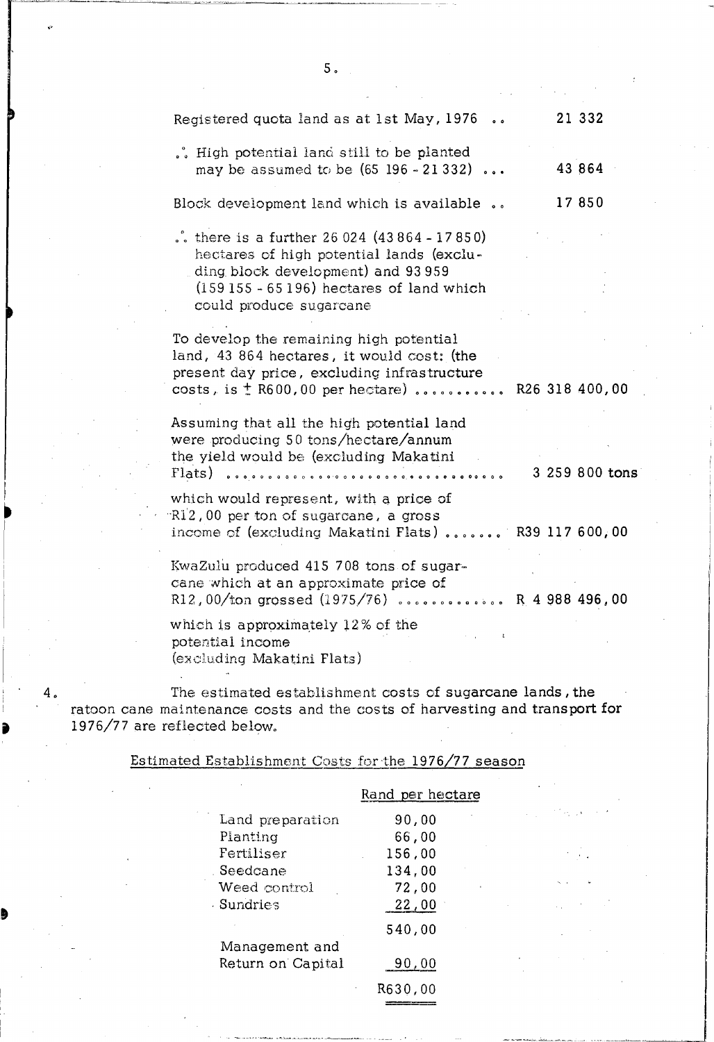| | |
|---|---|
| Registered quota land as at 1st May, 1976 .. | 21 332 |
| ∴ High potential land still to be planted may be assumed to be (65 196 - 21 332) ... | 43 864 |
| Block development land which is available .. | 17 850 |
| ∴ there is a further 26 024 (43 864 - 17 850) hectares of high potential lands (excluding block development) and 93 959 (159 155 - 65 196) hectares of land which could produce sugarcane | |
| To develop the remaining high potential land, 43 864 hectares, it would cost: (the present day price, excluding infrastructure costs, is ± R600,00 per hectare) .......... | R26 318 400,00 |
| Assuming that all the high potential land were producing 50 tons/hectare/annum the yield would be (excluding Makatini Flats) ............................ | 3 259 800 tons |
| which would represent, with a price of R12,00 per ton of sugarcane, a gross income of (excluding Makatini Flats) ....... | R39 117 600,00 |
| KwaZulu produced 415 708 tons of sugarcane which at an approximate price of R12,00/ton grossed (1975/76) ............ | R 4 988 496,00 |
| which is approximately 12% of the potential income (excluding Makatini Flats) | |

4. The estimated establishment costs of sugarcane lands, the ratoon cane maintenance costs and the costs of harvesting and transport for 1976/77 are reflected below.

## Estimated Establishment Costs for the 1976/77 season

| | Rand per hectare |
|---|---|
| Land preparation | 90,00 |
| Planting | 66,00 |
| Fertiliser | 156,00 |
| Seedcane | 134,00 |
| Weed control | 72,00 |
| Sundries | 22,00 |
| | 540,00 |
| Management and Return on Capital | 90,00 |
| | R630,00 |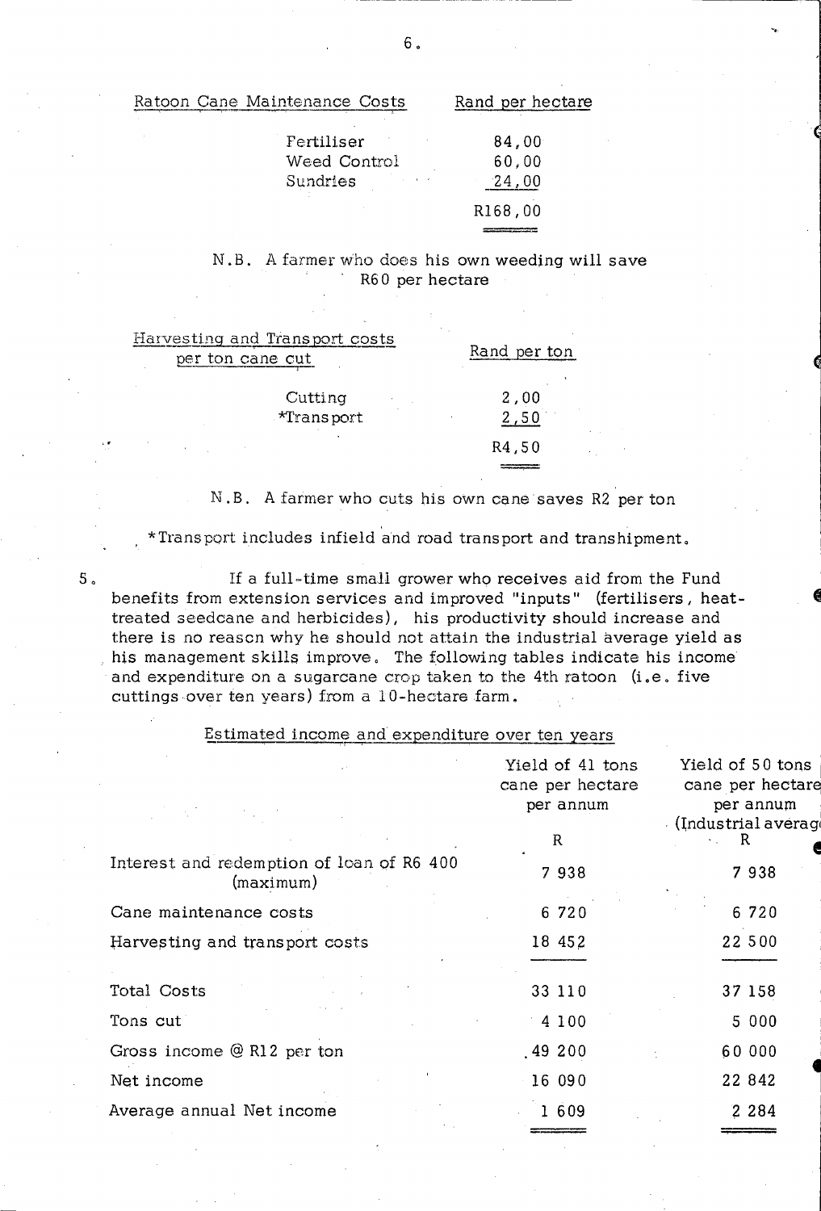| Ratoon Cane Maintenance Costs | Rand per hectare |
|---|---|
| Fertiliser | 84,00 |
| Weed Control | 60,00 |
| Sundries | 24,00 |
| | R168,00 |

N.B. A farmer who does his own weeding will save R60 per hectare

| Harvesting and Transport costs per ton cane cut | Rand per ton |
|---|---|
| Cutting | 2,00 |
| *Transport | 2,50 |
| | R4,50 |

N.B. A farmer who cuts his own cane saves R2 per ton

*Transport includes infield and road transport and transhipment.

5. If a full-time small grower who receives aid from the Fund benefits from extension services and improved "inputs" (fertilisers, heat-treated seedcane and herbicides), his productivity should increase and there is no reason why he should not attain the industrial average yield as his management skills improve. The following tables indicate his income and expenditure on a sugarcane crop taken to the 4th ratoon (i.e. five cuttings over ten years) from a 10-hectare farm.

Estimated income and expenditure over ten years

| | Yield of 41 tons cane per hectare per annum R | Yield of 50 tons cane per hectare per annum (Industrial average) R |
|---|---|---|
| Interest and redemption of loan of R6 400 (maximum) | 7 938 | 7 938 |
| Cane maintenance costs | 6 720 | 6 720 |
| Harvesting and transport costs | 18 452 | 22 500 |
| Total Costs | 33 110 | 37 158 |
| Tons cut | 4 100 | 5 000 |
| Gross income @ R12 per ton | 49 200 | 60 000 |
| Net income | 16 090 | 22 842 |
| Average annual Net income | 1 609 | 2 284 |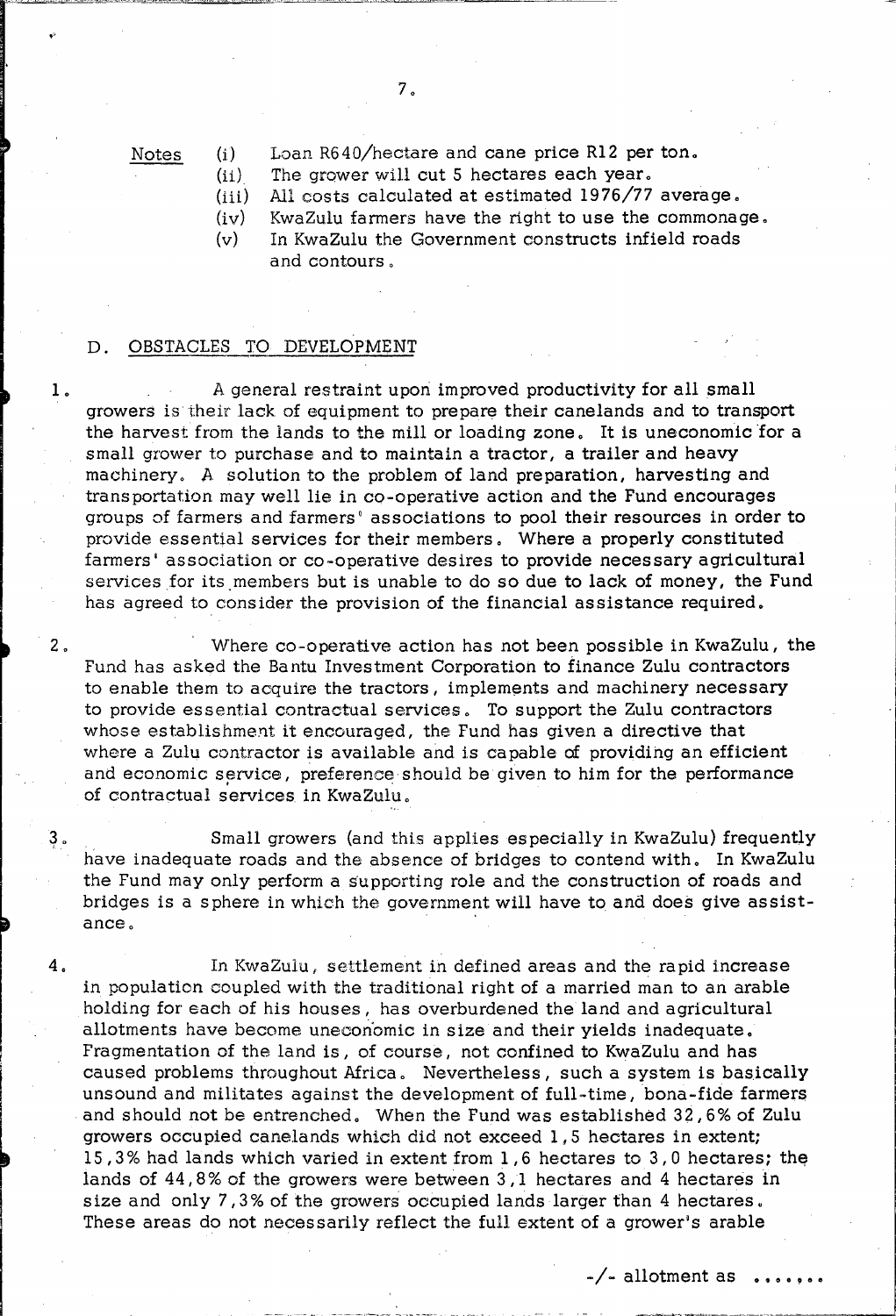Notes

(i) Loan R640/hectare and cane price R12 per ton.
(ii) The grower will cut 5 hectares each year.
(iii) All costs calculated at estimated 1976/77 average.
(iv) KwaZulu farmers have the right to use the commonage.
(v) In KwaZulu the Government constructs infield roads and contours.

## D. OBSTACLES TO DEVELOPMENT

1. A general restraint upon improved productivity for all small growers is their lack of equipment to prepare their canelands and to transport the harvest from the lands to the mill or loading zone. It is uneconomic for a small grower to purchase and to maintain a tractor, a trailer and heavy machinery. A solution to the problem of land preparation, harvesting and transportation may well lie in co-operative action and the Fund encourages groups of farmers and farmers' associations to pool their resources in order to provide essential services for their members. Where a properly constituted farmers' association or co-operative desires to provide necessary agricultural services for its members but is unable to do so due to lack of money, the Fund has agreed to consider the provision of the financial assistance required.

2. Where co-operative action has not been possible in KwaZulu, the Fund has asked the Bantu Investment Corporation to finance Zulu contractors to enable them to acquire the tractors, implements and machinery necessary to provide essential contractual services. To support the Zulu contractors whose establishment it encouraged, the Fund has given a directive that where a Zulu contractor is available and is capable of providing an efficient and economic service, preference should be given to him for the performance of contractual services in KwaZulu.

3. Small growers (and this applies especially in KwaZulu) frequently have inadequate roads and the absence of bridges to contend with. In KwaZulu the Fund may only perform a supporting role and the construction of roads and bridges is a sphere in which the government will have to and does give assistance.

4. In KwaZulu, settlement in defined areas and the rapid increase in population coupled with the traditional right of a married man to an arable holding for each of his houses, has overburdened the land and agricultural allotments have become uneconomic in size and their yields inadequate. Fragmentation of the land is, of course, not confined to KwaZulu and has caused problems throughout Africa. Nevertheless, such a system is basically unsound and militates against the development of full-time, bona-fide farmers and should not be entrenched. When the Fund was established 32,6% of Zulu growers occupied canelands which did not exceed 1,5 hectares in extent; 15,3% had lands which varied in extent from 1,6 hectares to 3,0 hectares; the lands of 44,8% of the growers were between 3,1 hectares and 4 hectares in size and only 7,3% of the growers occupied lands larger than 4 hectares. These areas do not necessarily reflect the full extent of a grower's arable

-/- allotment as .......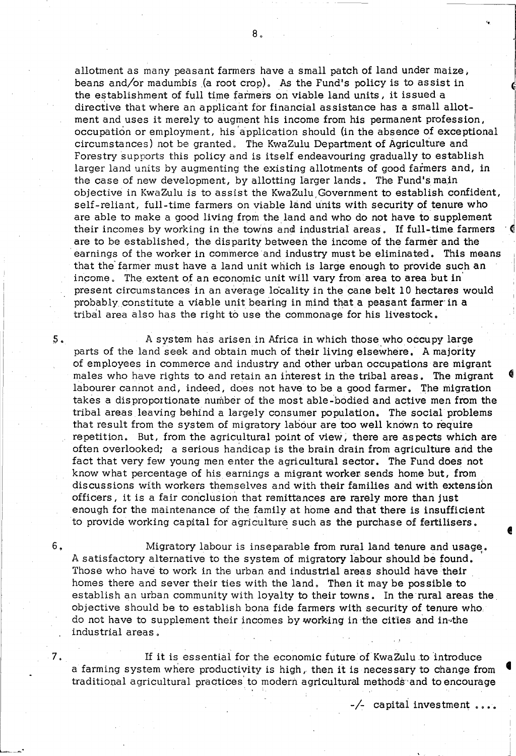allotment as many peasant farmers have a small patch of land under maize, beans and/or madumbis (a root crop). As the Fund's policy is to assist in the establishment of full time farmers on viable land units, it issued a directive that where an applicant for financial assistance has a small allotment and uses it merely to augment his income from his permanent profession, occupation or employment, his application should (in the absence of exceptional circumstances) not be granted. The KwaZulu Department of Agriculture and Forestry supports this policy and is itself endeavouring gradually to establish larger land units by augmenting the existing allotments of good farmers and, in the case of new development, by allotting larger lands. The Fund's main objective in KwaZulu is to assist the KwaZulu Government to establish confident, self-reliant, full-time farmers on viable land units with security of tenure who are able to make a good living from the land and who do not have to supplement their incomes by working in the towns and industrial areas. If full-time farmers are to be established, the disparity between the income of the farmer and the earnings of the worker in commerce and industry must be eliminated. This means that the farmer must have a land unit which is large enough to provide such an income. The extent of an economic unit will vary from area to area but in present circumstances in an average locality in the cane belt 10 hectares would probably constitute a viable unit bearing in mind that a peasant farmer in a tribal area also has the right to use the commonage for his livestock.

5. A system has arisen in Africa in which those who occupy large parts of the land seek and obtain much of their living elsewhere. A majority of employees in commerce and industry and other urban occupations are migrant males who have rights to and retain an interest in the tribal areas. The migrant labourer cannot and, indeed, does not have to be a good farmer. The migration takes a disproportionate number of the most able-bodied and active men from the tribal areas leaving behind a largely consumer population. The social problems that result from the system of migratory labour are too well known to require repetition. But, from the agricultural point of view, there are aspects which are often overlooked; a serious handicap is the brain drain from agriculture and the fact that very few young men enter the agricultural sector. The Fund does not know what percentage of his earnings a migrant worker sends home but, from discussions with workers themselves and with their families and with extension officers, it is a fair conclusion that remittances are rarely more than just enough for the maintenance of the family at home and that there is insufficient to provide working capital for agriculture such as the purchase of fertilisers.

6. Migratory labour is inseparable from rural land tenure and usage. A satisfactory alternative to the system of migratory labour should be found. Those who have to work in the urban and industrial areas should have their homes there and sever their ties with the land. Then it may be possible to establish an urban community with loyalty to their towns. In the rural areas the objective should be to establish bona fide farmers with security of tenure who do not have to supplement their incomes by working in the cities and in the industrial areas.

7. If it is essential for the economic future of KwaZulu to introduce a farming system where productivity is high, then it is necessary to change from traditional agricultural practices to modern agricultural methods and to encourage

-/- capital investment ....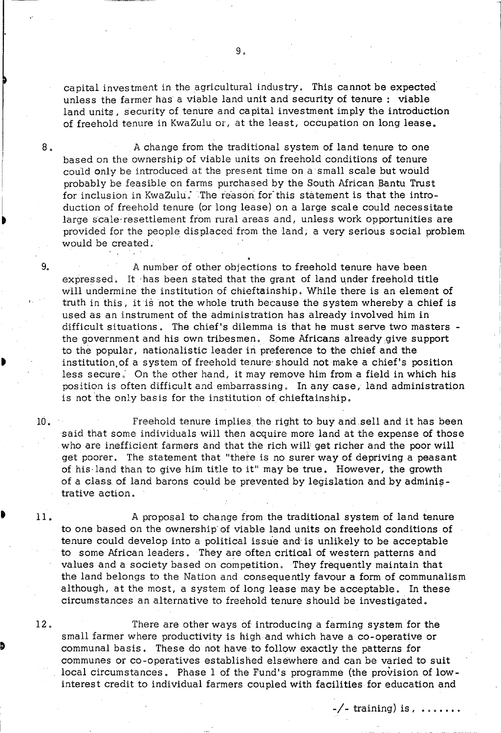capital investment in the agricultural industry. This cannot be expected unless the farmer has a viable land unit and security of tenure : viable land units, security of tenure and capital investment imply the introduction of freehold tenure in KwaZulu or, at the least, occupation on long lease.

8. A change from the traditional system of land tenure to one based on the ownership of viable units on freehold conditions of tenure could only be introduced at the present time on a small scale but would probably be feasible on farms purchased by the South African Bantu Trust for inclusion in KwaZulu. The reason for this statement is that the introduction of freehold tenure (or long lease) on a large scale could necessitate large scale resettlement from rural areas and, unless work opportunities are provided for the people displaced from the land, a very serious social problem would be created.

9. A number of other objections to freehold tenure have been expressed. It has been stated that the grant of land under freehold title will undermine the institution of chieftainship. While there is an element of truth in this, it is not the whole truth because the system whereby a chief is used as an instrument of the administration has already involved him in difficult situations. The chief's dilemma is that he must serve two masters - the government and his own tribesmen. Some Africans already give support to the popular, nationalistic leader in preference to the chief and the institution of a system of freehold tenure should not make a chief's position less secure. On the other hand, it may remove him from a field in which his position is often difficult and embarrassing. In any case, land administration is not the only basis for the institution of chieftainship.

10. Freehold tenure implies the right to buy and sell and it has been said that some individuals will then acquire more land at the expense of those who are inefficient farmers and that the rich will get richer and the poor will get poorer. The statement that "there is no surer way of depriving a peasant of his land than to give him title to it" may be true. However, the growth of a class of land barons could be prevented by legislation and by administrative action.

11. A proposal to change from the traditional system of land tenure to one based on the ownership of viable land units on freehold conditions of tenure could develop into a political issue and is unlikely to be acceptable to some African leaders. They are often critical of western patterns and values and a society based on competition. They frequently maintain that the land belongs to the Nation and consequently favour a form of communalism although, at the most, a system of long lease may be acceptable. In these circumstances an alternative to freehold tenure should be investigated.

12. There are other ways of introducing a farming system for the small farmer where productivity is high and which have a co-operative or communal basis. These do not have to follow exactly the patterns for communes or co-operatives established elsewhere and can be varied to suit local circumstances. Phase 1 of the Fund's programme (the provision of low-interest credit to individual farmers coupled with facilities for education and

-/- training) is, .......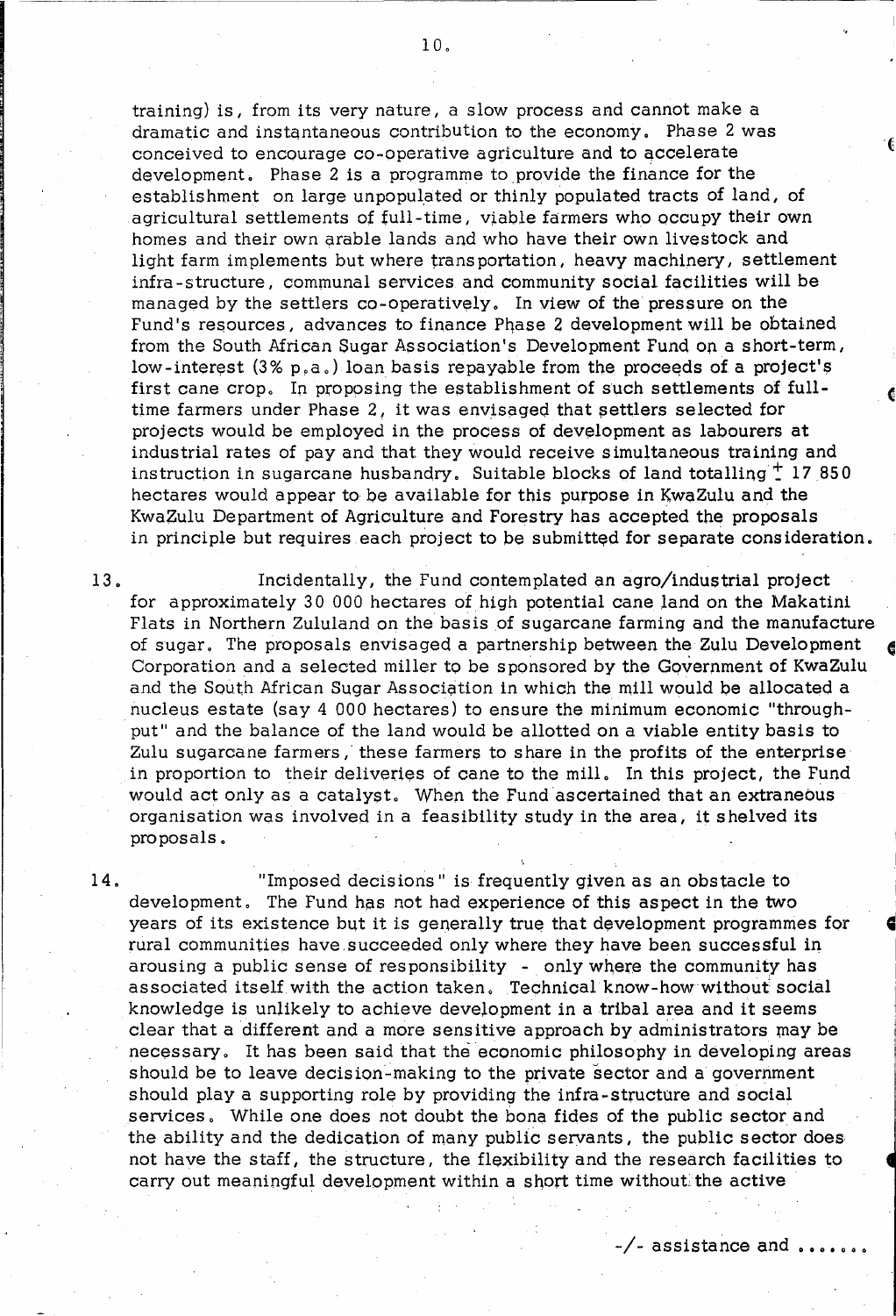training) is, from its very nature, a slow process and cannot make a dramatic and instantaneous contribution to the economy. Phase 2 was conceived to encourage co-operative agriculture and to accelerate development. Phase 2 is a programme to provide the finance for the establishment on large unpopulated or thinly populated tracts of land, of agricultural settlements of full-time, viable farmers who occupy their own homes and their own arable lands and who have their own livestock and light farm implements but where transportation, heavy machinery, settlement infra-structure, communal services and community social facilities will be managed by the settlers co-operatively. In view of the pressure on the Fund's resources, advances to finance Phase 2 development will be obtained from the South African Sugar Association's Development Fund on a short-term, low-interest (3% p.a.) loan basis repayable from the proceeds of a project's first cane crop. In proposing the establishment of such settlements of full-time farmers under Phase 2, it was envisaged that settlers selected for projects would be employed in the process of development as labourers at industrial rates of pay and that they would receive simultaneous training and instruction in sugarcane husbandry. Suitable blocks of land totalling ± 17 850 hectares would appear to be available for this purpose in KwaZulu and the KwaZulu Department of Agriculture and Forestry has accepted the proposals in principle but requires each project to be submitted for separate consideration.

13. Incidentally, the Fund contemplated an agro/industrial project for approximately 30 000 hectares of high potential cane land on the Makatini Flats in Northern Zululand on the basis of sugarcane farming and the manufacture of sugar. The proposals envisaged a partnership between the Zulu Development Corporation and a selected miller to be sponsored by the Government of KwaZulu and the South African Sugar Association in which the mill would be allocated a nucleus estate (say 4 000 hectares) to ensure the minimum economic "throughput" and the balance of the land would be allotted on a viable entity basis to Zulu sugarcane farmers, these farmers to share in the profits of the enterprise in proportion to their deliveries of cane to the mill. In this project, the Fund would act only as a catalyst. When the Fund ascertained that an extraneous organisation was involved in a feasibility study in the area, it shelved its proposals.

14. "Imposed decisions" is frequently given as an obstacle to development. The Fund has not had experience of this aspect in the two years of its existence but it is generally true that development programmes for rural communities have succeeded only where they have been successful in arousing a public sense of responsibility - only where the community has associated itself with the action taken. Technical know-how without social knowledge is unlikely to achieve development in a tribal area and it seems clear that a different and a more sensitive approach by administrators may be necessary. It has been said that the economic philosophy in developing areas should be to leave decision-making to the private sector and a government should play a supporting role by providing the infra-structure and social services. While one does not doubt the bona fides of the public sector and the ability and the dedication of many public servants, the public sector does not have the staff, the structure, the flexibility and the research facilities to carry out meaningful development within a short time without the active

-/- assistance and .......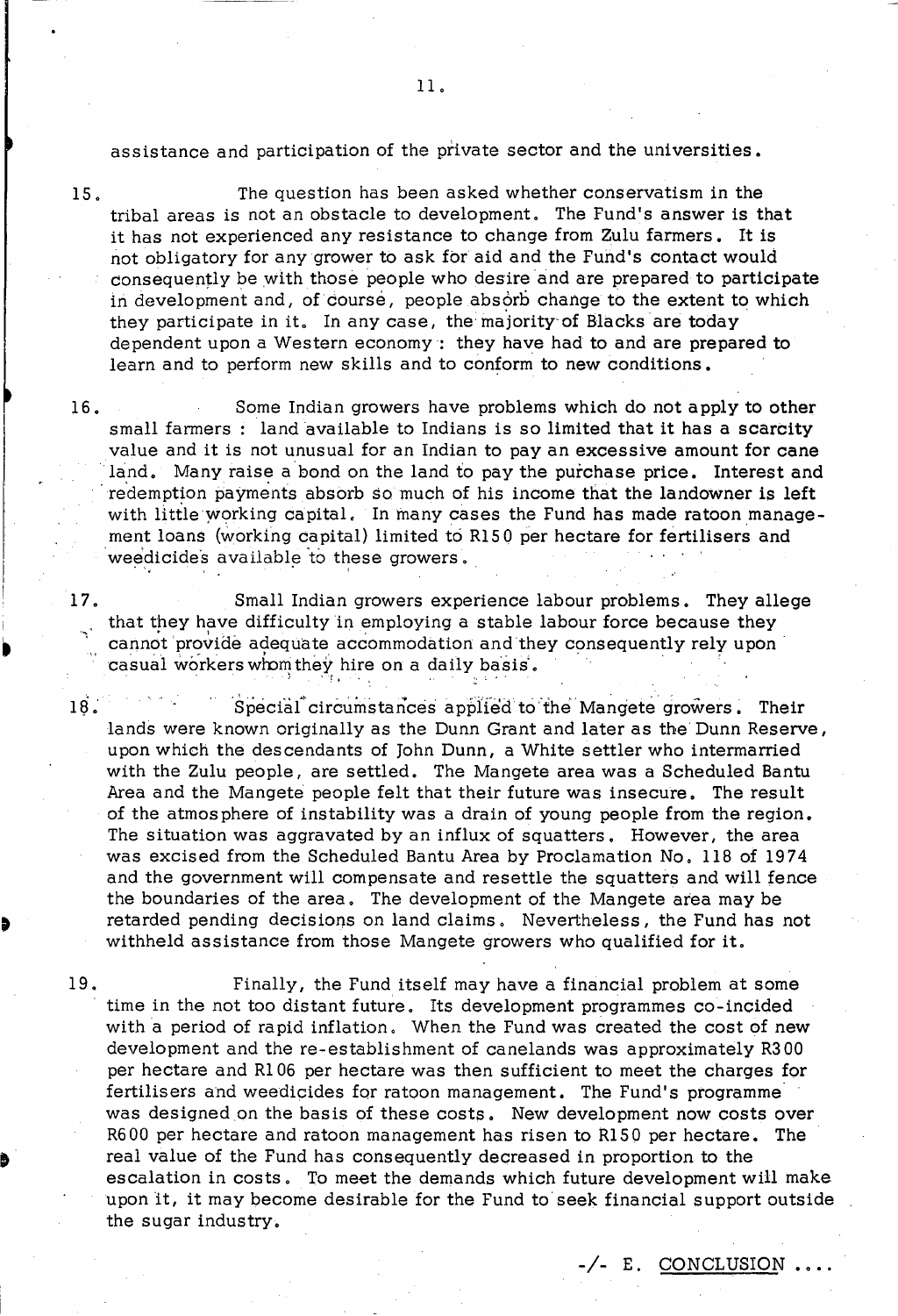assistance and participation of the private sector and the universities.

15. The question has been asked whether conservatism in the tribal areas is not an obstacle to development. The Fund's answer is that it has not experienced any resistance to change from Zulu farmers. It is not obligatory for any grower to ask for aid and the Fund's contact would consequently be with those people who desire and are prepared to participate in development and, of course, people absorb change to the extent to which they participate in it. In any case, the majority of Blacks are today dependent upon a Western economy : they have had to and are prepared to learn and to perform new skills and to conform to new conditions.

16. Some Indian growers have problems which do not apply to other small farmers : land available to Indians is so limited that it has a scarcity value and it is not unusual for an Indian to pay an excessive amount for cane land. Many raise a bond on the land to pay the purchase price. Interest and redemption payments absorb so much of his income that the landowner is left with little working capital. In many cases the Fund has made ratoon management loans (working capital) limited to R150 per hectare for fertilisers and weedicides available to these growers.

17. Small Indian growers experience labour problems. They allege that they have difficulty in employing a stable labour force because they cannot provide adequate accommodation and they consequently rely upon casual workers whom they hire on a daily basis.

18. Special circumstances applied to the Mangete growers. Their lands were known originally as the Dunn Grant and later as the Dunn Reserve, upon which the descendants of John Dunn, a White settler who intermarried with the Zulu people, are settled. The Mangete area was a Scheduled Bantu Area and the Mangete people felt that their future was insecure. The result of the atmosphere of instability was a drain of young people from the region. The situation was aggravated by an influx of squatters. However, the area was excised from the Scheduled Bantu Area by Proclamation No. 118 of 1974 and the government will compensate and resettle the squatters and will fence the boundaries of the area. The development of the Mangete area may be retarded pending decisions on land claims. Nevertheless, the Fund has not withheld assistance from those Mangete growers who qualified for it.

19. Finally, the Fund itself may have a financial problem at some time in the not too distant future. Its development programmes co-incided with a period of rapid inflation. When the Fund was created the cost of new development and the re-establishment of canelands was approximately R300 per hectare and R106 per hectare was then sufficient to meet the charges for fertilisers and weedicides for ratoon management. The Fund's programme was designed on the basis of these costs. New development now costs over R600 per hectare and ratoon management has risen to R150 per hectare. The real value of the Fund has consequently decreased in proportion to the escalation in costs. To meet the demands which future development will make upon it, it may become desirable for the Fund to seek financial support outside the sugar industry.

-/- E. CONCLUSION ....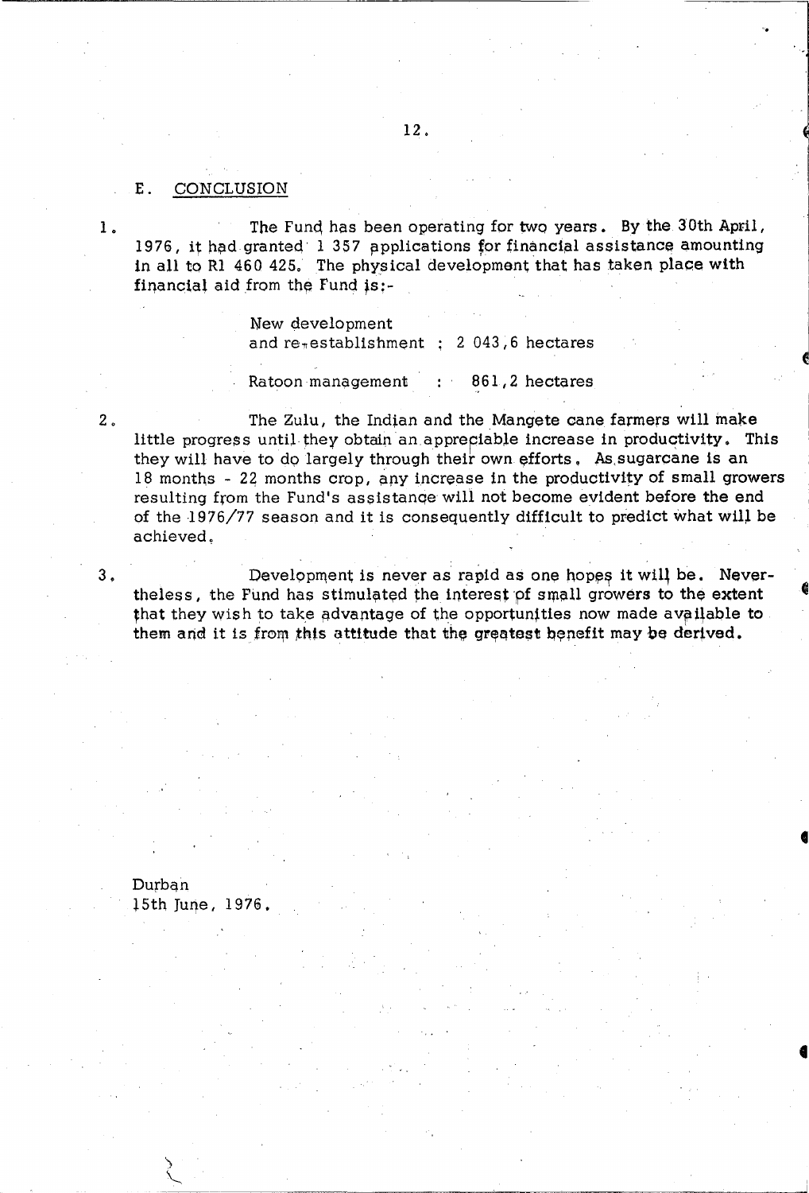## E. CONCLUSION

1. The Fund has been operating for two years. By the 30th April, 1976, it had granted 1 357 applications for financial assistance amounting in all to R1 460 425. The physical development that has taken place with financial aid from the Fund is:-

   New development
   and re-establishment : 2 043,6 hectares

   Ratoon management : 861,2 hectares

2. The Zulu, the Indian and the Mangete cane farmers will make little progress until they obtain an appreciable increase in productivity. This they will have to do largely through their own efforts. As sugarcane is an 18 months - 22 months crop, any increase in the productivity of small growers resulting from the Fund's assistance will not become evident before the end of the 1976/77 season and it is consequently difficult to predict what will be achieved.

3. Development is never as rapid as one hopes it will be. Nevertheless, the Fund has stimulated the interest of small growers to the extent that they wish to take advantage of the opportunities now made available to them and it is from this attitude that the greatest benefit may be derived.

Durban
15th June, 1976.